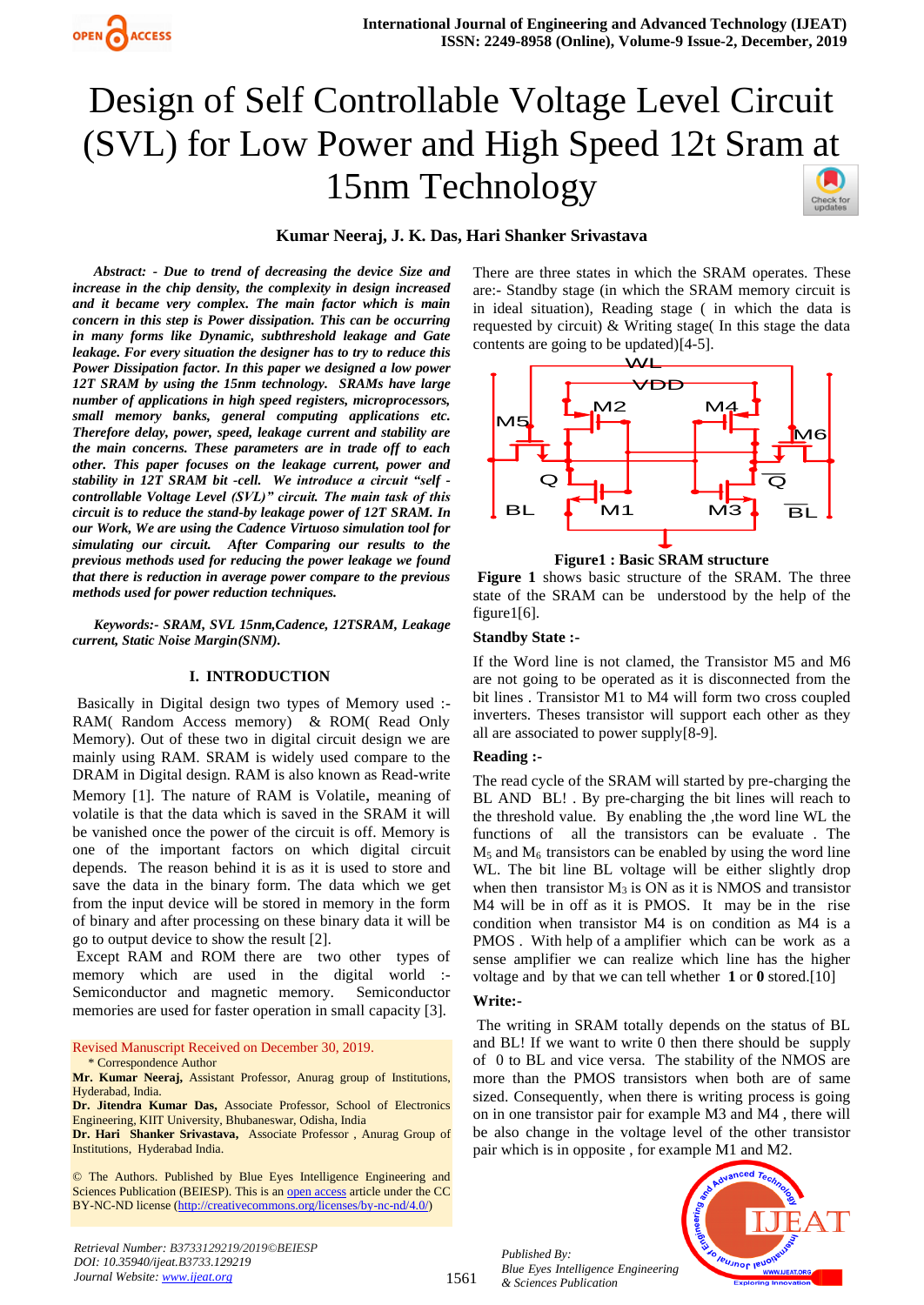# Design of Self Controllable Voltage Level Circuit (SVL) for Low Power and High Speed 12t Sram at 15nm Technology

**Kumar Neeraj, J. K. Das, Hari Shanker Srivastava**

***Abstract: - Due to trend of decreasing the device Size and increase in the chip density, the complexity in design increased and it became very complex. The main factor which is main concern in this step is Power dissipation. This can be occurring in many forms like Dynamic, subthreshold leakage and Gate leakage. For every situation the designer has to try to reduce this Power Dissipation factor. In this paper we designed a low power 12T SRAM by using the 15nm technology. SRAMs have large number of applications in high speed registers, microprocessors, small memory banks, general computing applications etc. Therefore delay, power, speed, leakage current and stability are the main concerns. These parameters are in trade off to each other. This paper focuses on the leakage current, power and stability in 12T SRAM bit -cell. We introduce a circuit "self -controllable Voltage Level (SVL)" circuit. The main task of this circuit is to reduce the stand-by leakage power of 12T SRAM. In our Work, We are using the Cadence Virtuoso simulation tool for simulating our circuit. After Comparing our results to the previous methods used for reducing the power leakage we found that there is reduction in average power compare to the previous methods used for power reduction techniques.***

***Keywords:- SRAM, SVL 15nm,Cadence, 12TSRAM, Leakage current, Static Noise Margin(SNM).***

## I. INTRODUCTION

Basically in Digital design two types of Memory used :- RAM( Random Access memory) & ROM( Read Only Memory). Out of these two in digital circuit design we are mainly using RAM. SRAM is widely used compare to the DRAM in Digital design. RAM is also known as Read-write Memory [1]. The nature of RAM is Volatile, meaning of volatile is that the data which is saved in the SRAM it will be vanished once the power of the circuit is off. Memory is one of the important factors on which digital circuit depends. The reason behind it is as it is used to store and save the data in the binary form. The data which we get from the input device will be stored in memory in the form of binary and after processing on these binary data it will be go to output device to show the result [2].

Except RAM and ROM there are two other types of memory which are used in the digital world :- Semiconductor and magnetic memory. Semiconductor memories are used for faster operation in small capacity [3].

Revised Manuscript Received on December 30, 2019.

\* Correspondence Author

**Mr. Kumar Neeraj,** Assistant Professor, Anurag group of Institutions, Hyderabad, India.

**Dr. Jitendra Kumar Das,** Associate Professor, School of Electronics Engineering, KIIT University, Bhubaneswar, Odisha, India

**Dr. Hari Shanker Srivastava,** Associate Professor , Anurag Group of Institutions, Hyderabad India.

© The Authors. Published by Blue Eyes Intelligence Engineering and Sciences Publication (BEIESP). This is an open access article under the CC BY-NC-ND license (http://creativecommons.org/licenses/by-nc-nd/4.0/)

There are three states in which the SRAM operates. These are:- Standby stage (in which the SRAM memory circuit is in ideal situation), Reading stage ( in which the data is requested by circuit) & Writing stage( In this stage the data contents are going to be updated)[4-5].

**Figure1 : Basic SRAM structure**

**Figure 1** shows basic structure of the SRAM. The three state of the SRAM can be understood by the help of the figure1[6].

**Standby State :-**

If the Word line is not clamed, the Transistor M5 and M6 are not going to be operated as it is disconnected from the bit lines . Transistor M1 to M4 will form two cross coupled inverters. Theses transistor will support each other as they all are associated to power supply[8-9].

**Reading :-**

The read cycle of the SRAM will started by pre-charging the BL AND BL! . By pre-charging the bit lines will reach to the threshold value. By enabling the ,the word line WL the functions of all the transistors can be evaluate . The $M_5$ and $M_6$ transistors can be enabled by using the word line WL. The bit line BL voltage will be either slightly drop when then transistor $M_3$ is ON as it is NMOS and transistor M4 will be in off as it is PMOS. It may be in the rise condition when transistor M4 is on condition as M4 is a PMOS . With help of a amplifier which can be work as a sense amplifier we can realize which line has the higher voltage and by that we can tell whether **1** or **0** stored.[10]

**Write:-**

The writing in SRAM totally depends on the status of BL and BL! If we want to write 0 then there should be supply of 0 to BL and vice versa. The stability of the NMOS are more than the PMOS transistors when both are of same sized. Consequently, when there is writing process is going on in one transistor pair for example M3 and M4 , there will be also change in the voltage level of the other transistor pair which is in opposite , for example M1 and M2.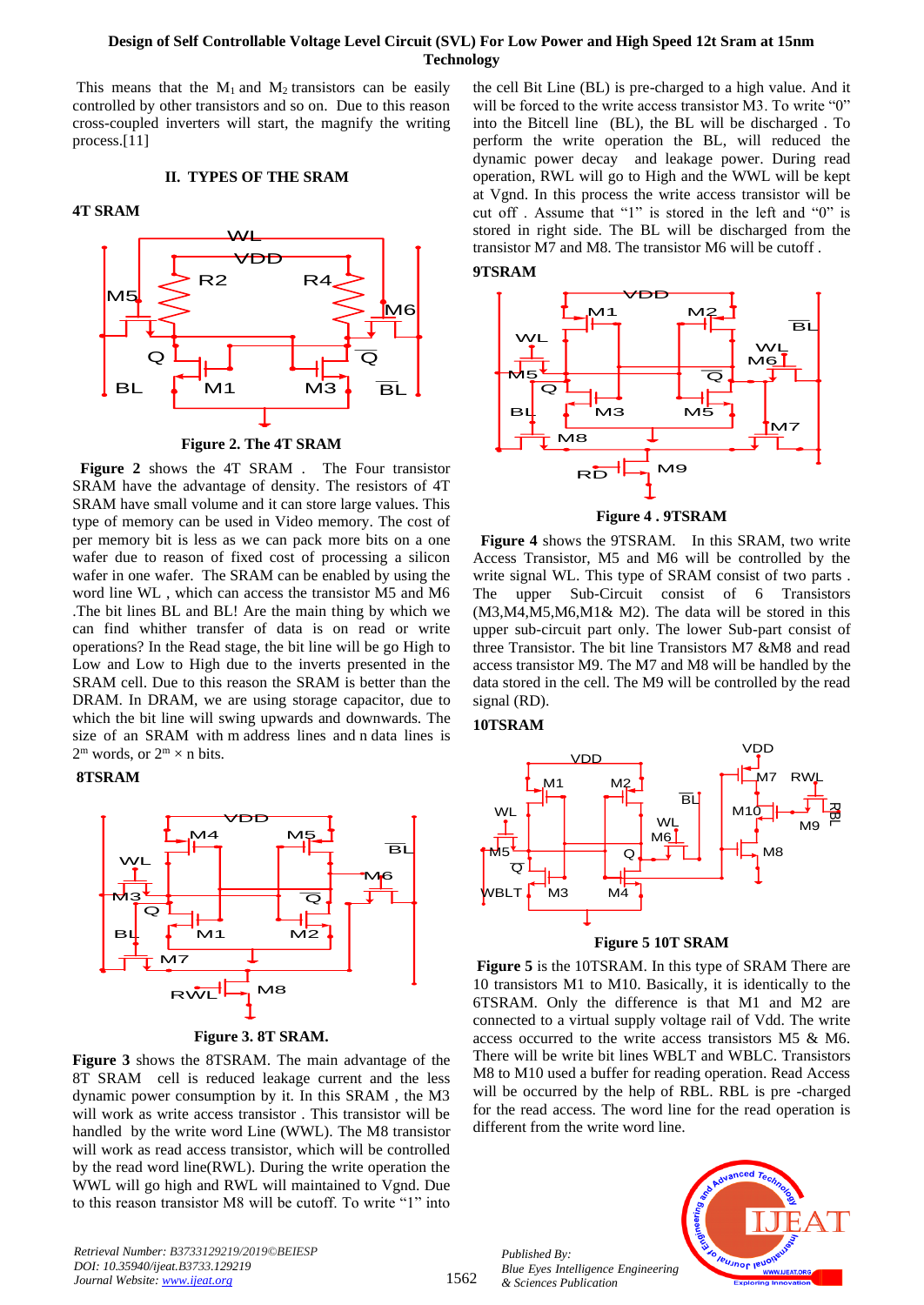This means that the $M_1$ and $M_2$ transistors can be easily controlled by other transistors and so on. Due to this reason cross-coupled inverters will start, the magnify the writing process.[11]

## II. TYPES OF THE SRAM

### 4T SRAM

Figure 2. The 4T SRAM

**Figure 2** shows the 4T SRAM . The Four transistor SRAM have the advantage of density. The resistors of 4T SRAM have small volume and it can store large values. This type of memory can be used in Video memory. The cost of per memory bit is less as we can pack more bits on a one wafer due to reason of fixed cost of processing a silicon wafer in one wafer. The SRAM can be enabled by using the word line WL , which can access the transistor M5 and M6 .The bit lines BL and BL! Are the main thing by which we can find whither transfer of data is on read or write operations? In the Read stage, the bit line will be go High to Low and Low to High due to the inverts presented in the SRAM cell. Due to this reason the SRAM is better than the DRAM. In DRAM, we are using storage capacitor, due to which the bit line will swing upwards and downwards. The size of an SRAM with m address lines and n data lines is $2^m$ words, or $2^m \times n$ bits.

### 8TSRAM

Figure 3. 8T SRAM.

**Figure 3** shows the 8TSRAM. The main advantage of the 8T SRAM cell is reduced leakage current and the less dynamic power consumption by it. In this SRAM , the M3 will work as write access transistor . This transistor will be handled by the write word Line (WWL). The M8 transistor will work as read access transistor, which will be controlled by the read word line(RWL). During the write operation the WWL will go high and RWL will maintained to Vgnd. Due to this reason transistor M8 will be cutoff. To write "1" into the cell Bit Line (BL) is pre-charged to a high value. And it will be forced to the write access transistor M3. To write "0" into the Bitcell line (BL), the BL will be discharged . To perform the write operation the BL, will reduced the dynamic power decay and leakage power. During read operation, RWL will go to High and the WWL will be kept at Vgnd. In this process the write access transistor will be cut off . Assume that "1" is stored in the left and "0" is stored in right side. The BL will be discharged from the transistor M7 and M8. The transistor M6 will be cutoff .

### 9TSRAM

Figure 4 . 9TSRAM

**Figure 4** shows the 9TSRAM. In this SRAM, two write Access Transistor, M5 and M6 will be controlled by the write signal WL. This type of SRAM consist of two parts . The upper Sub-Circuit consist of 6 Transistors (M3,M4,M5,M6,M1& M2). The data will be stored in this upper sub-circuit part only. The lower Sub-part consist of three Transistor. The bit line Transistors M7 &M8 and read access transistor M9. The M7 and M8 will be handled by the data stored in the cell. The M9 will be controlled by the read signal (RD).

### 10TSRAM

Figure 5 10T SRAM

**Figure 5** is the 10TSRAM. In this type of SRAM There are 10 transistors M1 to M10. Basically, it is identically to the 6TSRAM. Only the difference is that M1 and M2 are connected to a virtual supply voltage rail of Vdd. The write access occurred to the write access transistors M5 & M6. There will be bit lines WBLT and WBLC. Transistors M8 to M10 used a buffer for reading operation. Read Access will be occurred by the help of RBL. RBL is pre -charged for the read access. The word line for the read operation is different from the write word line.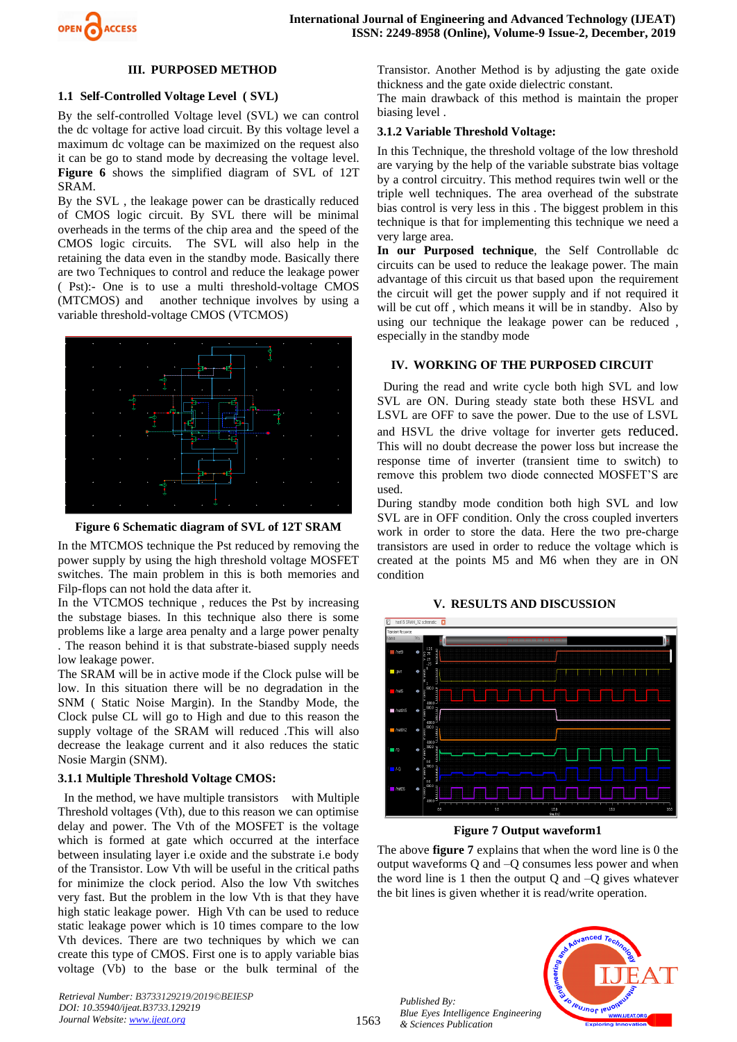## III. PURPOSED METHOD

### 1.1 Self-Controlled Voltage Level ( SVL)

By the self-controlled Voltage level (SVL) we can control the dc voltage for active load circuit. By this voltage level a maximum dc voltage can be maximized on the request also it can be go to stand mode by decreasing the voltage level. **Figure 6** shows the simplified diagram of SVL of 12T SRAM.

By the SVL , the leakage power can be drastically reduced of CMOS logic circuit. By SVL there will be minimal overheads in the terms of the chip area and the speed of the CMOS logic circuits. The SVL will also help in the retaining the data even in the standby mode. Basically there are two Techniques to control and reduce the leakage power ( Pst):- One is to use a multi threshold-voltage CMOS (MTCMOS) and another technique involves by using a variable threshold-voltage CMOS (VTCMOS)

**Figure 6 Schematic diagram of SVL of 12T SRAM**

In the MTCMOS technique the Pst reduced by removing the power supply by using the high threshold voltage MOSFET switches. The main problem in this is both memories and Filp-flops can not hold the data after it.

In the VTCMOS technique , reduces the Pst by increasing the substage biases. In this technique also there is some problems like a large area penalty and a large power penalty . The reason behind it is that substrate-biased supply needs low leakage power.

The SRAM will be in active mode if the Clock pulse will be low. In this situation there will be no degradation in the SNM ( Static Noise Margin). In the Standby Mode, the Clock pulse CL will go to High and due to this reason the supply voltage of the SRAM will reduced .This will also decrease the leakage current and it also reduces the static Nosie Margin (SNM).

### 3.1.1 Multiple Threshold Voltage CMOS:

In the method, we have multiple transistors with Multiple Threshold voltages (Vth), due to this reason we can optimise delay and power. The Vth of the MOSFET is the voltage which is formed at gate which occurred at the interface between insulating layer i.e oxide and the substrate i.e body of the Transistor. Low Vth will be useful in the critical paths for minimize the clock period. Also the low Vth switches very fast. But the problem in the low Vth is that they have high static leakage power. High Vth can be used to reduce static leakage power which is 10 times compare to the low Vth devices. There are two techniques by which we can create this type of CMOS. First one is to apply variable bias voltage (Vb) to the base or the bulk terminal of the Transistor. Another Method is by adjusting the gate oxide thickness and the gate oxide dielectric constant.

The main drawback of this method is maintain the proper biasing level .

### 3.1.2 Variable Threshold Voltage:

In this Technique, the threshold voltage of the low threshold are varying by the help of the variable substrate bias voltage by a control circuitry. This method requires twin well or the triple well techniques. The area overhead of the substrate bias control is very less in this . The biggest problem in this technique is that for implementing this technique we need a very large area.

**In our Purposed technique**, the Self Controllable dc circuits can be used to reduce the leakage power. The main advantage of this circuit us that based upon the requirement the circuit will get the power supply and if not required it will be cut off , which means it will be in standby. Also by using our technique the leakage power can be reduced , especially in the standby mode

## IV. WORKING OF THE PURPOSED CIRCUIT

During the read and write cycle both high SVL and low SVL are ON. During steady state both these HSVL and LSVL are OFF to save the power. Due to the use of LSVL and HSVL the drive voltage for inverter gets reduced. This will no doubt decrease the power loss but increase the response time of inverter (transient time to switch) to remove this problem two diode connected MOSFET'S are used.

During standby mode condition both high SVL and low SVL are in OFF condition. Only the cross coupled inverters work in order to store the data. Here the two pre-charge transistors are used in order to reduce the voltage which is created at the points M5 and M6 when they are in ON condition

## V. RESULTS AND DISCUSSION

**Figure 7 Output waveform1**

The above **figure 7** explains that when the word line is 0 the output waveforms Q and –Q consumes less power and when the word line is 1 then the output Q and –Q gives whatever the bit lines is given whether it is read/write operation.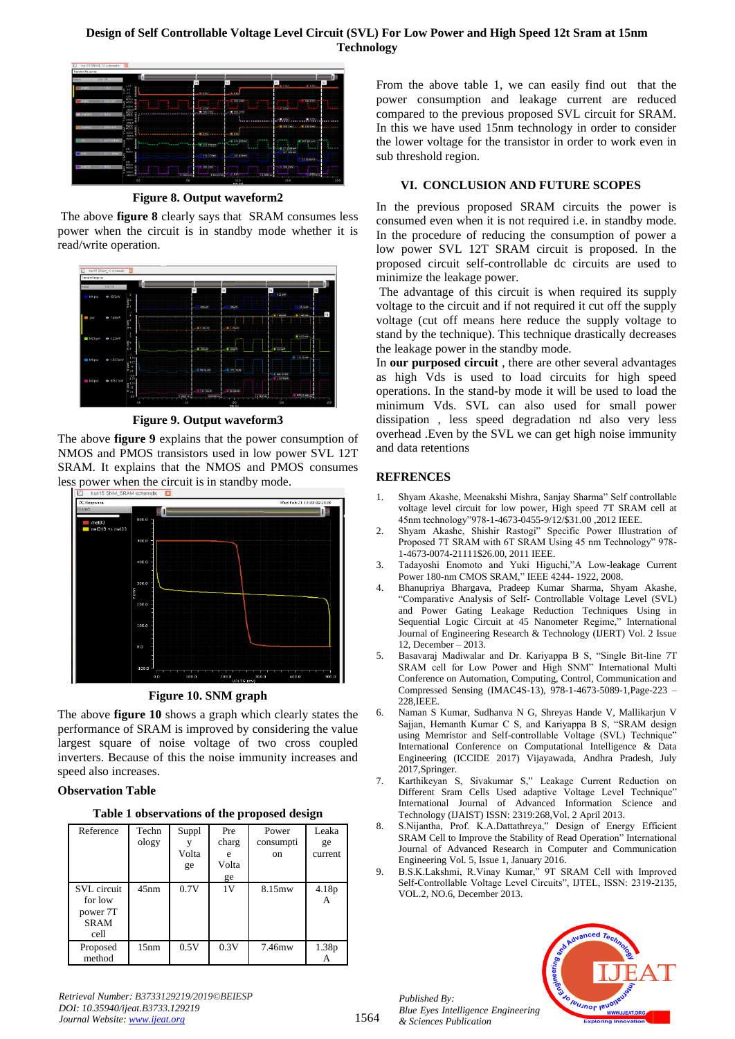Figure 8. Output waveform2

The above **figure 8** clearly says that SRAM consumes less power when the circuit is in standby mode whether it is read/write operation.

Figure 9. Output waveform3

The above **figure 9** explains that the power consumption of NMOS and PMOS transistors used in low power SVL 12T SRAM. It explains that the NMOS and PMOS consumes less power when the circuit is in standby mode.

Figure 10. SNM graph

The above **figure 10** shows a graph which clearly states the performance of SRAM is improved by considering the value largest square of noise voltage of two cross coupled inverters. Because of this the noise immunity increases and speed also increases.

**Observation Table**

**Table 1 observations of the proposed design**

| Reference | Technology | Supply Voltage | Precharge Voltage | Power consumption | Leakage current |
|---|---|---|---|---|---|
| SVL circuit for low power 7T SRAM cell | 45nm | 0.7V | 1V | 8.15mw | 4.18pA |
| Proposed method | 15nm | 0.5V | 0.3V | 7.46mw | 1.38pA |

From the above table 1, we can easily find out that the power consumption and leakage current are reduced compared to the previous proposed SVL circuit for SRAM. In this we have used 15nm technology in order to consider the lower voltage for the transistor in order to work even in sub threshold region.

## VI. CONCLUSION AND FUTURE SCOPES

In the previous proposed SRAM circuits the power is consumed even when it is not required i.e. in standby mode. In the procedure of reducing the consumption of power a low power SVL 12T SRAM circuit is proposed. In the proposed circuit self-controllable dc circuits are used to minimize the leakage power.

The advantage of this circuit is when required its supply voltage to the circuit and if not required it cut off the supply voltage (cut off means here reduce the supply voltage to stand by the technique). This technique drastically decreases the leakage power in the standby mode.

In **our purposed circuit** , there are other several advantages as high Vds is used to load circuits for high speed operations. In the stand-by mode it will be used to load the minimum Vds. SVL can also used for small power dissipation , less speed degradation nd also very less overhead .Even by the SVL we can get high noise immunity and data retentions

## REFRENCES

1. Shyam Akashe, Meenakshi Mishra, Sanjay Sharma" Self controllable voltage level circuit for low power, High speed 7T SRAM cell at 45nm technology"978-1-4673-0455-9/12/$31.00 ,2012 IEEE.
2. Shyam Akashe, Shishir Rastogi" Specific Power Illustration of Proposed 7T SRAM with 6T SRAM Using 45 nm Technology" 978-1-4673-0074-21111$26.00, 2011 IEEE.
3. Tadayoshi Enomoto and Yuki Higuchi,"A Low-leakage Current Power 180-nm CMOS SRAM," IEEE 4244- 1922, 2008.
4. Bhanupriya Bhargava, Pradeep Kumar Sharma, Shyam Akashe, "Comparative Analysis of Self- Controllable Voltage Level (SVL) and Power Gating Leakage Reduction Techniques Using in Sequential Logic Circuit at 45 Nanometer Regime," International Journal of Engineering Research & Technology (IJERT) Vol. 2 Issue 12, December – 2013.
5. Basavaraj Madiwalar and Dr. Kariyappa B S, "Single Bit-line 7T SRAM cell for Low Power and High SNM" International Conference on Automation, Computing, Control, Communication and Compressed Sensing (IMAC4S-13), 978-1-4673-5089-1,Page-223 – 228,IEEE.
6. Naman S Kumar, Sudhanva N G, Shreyas Hande V, Mallikarjun V Sajjan, Hemanth Kumar C S, and Kariyappa B S, "SRAM design using Memristor and Self-controllable Voltage (SVL) Technique" International Conference on Computational Intelligence & Data Engineering (ICCIDE 2017) Vijayawada, Andhra Pradesh, July 2017,Springer.
7. Karthikeyan S, Sivakumar S," Leakage Current Reduction on Different Sram Cells Used adaptive Voltage Level Technique" International Journal of Advanced Information Science and Technology (IJAIST) ISSN: 2319:2682,Vol. 2 April 2013.
8. S.Nijantha, Prof. K.A.Dattathreya," Design of Energy Efficient SRAM Cell to Improve the Stability of Read Operation" International Journal of Advanced Research in Computer and Communication Engineering Vol. 5, Issue 1, January 2016.
9. B.S.K.Lakshmi, R.Vinay Kumar," 9T SRAM Cell with Improved Self-Controllable Voltage Level Circuits", IJTEL, ISSN: 2319-2135, VOL.2, NO.6, December 2013.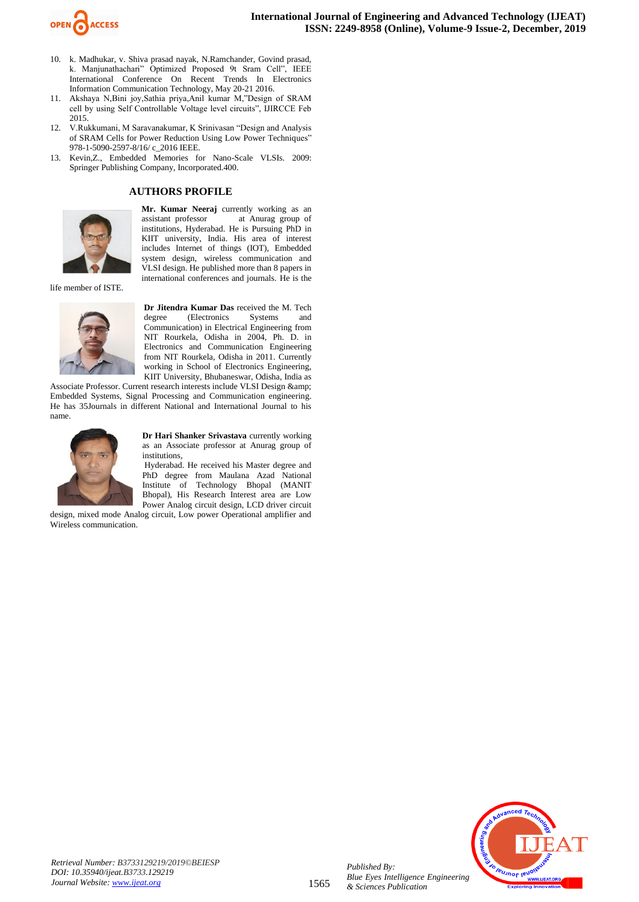10. k. Madhukar, v. Shiva prasad nayak, N.Ramchander, Govind prasad, k. Manjunathachari" Optimized Proposed 9t Sram Cell", IEEE International Conference On Recent Trends In Electronics Information Communication Technology, May 20-21 2016.
11. Akshaya N,Bini joy,Sathia priya,Anil kumar M,"Design of SRAM cell by using Self Controllable Voltage level circuits", IJIRCCE Feb 2015.
12. V.Rukkumani, M Saravanakumar, K Srinivasan "Design and Analysis of SRAM Cells for Power Reduction Using Low Power Techniques" 978-1-5090-2597-8/16/ c_2016 IEEE.
13. Kevin,Z., Embedded Memories for Nano-Scale VLSIs. 2009: Springer Publishing Company, Incorporated.400.

## AUTHORS PROFILE

**Mr. Kumar Neeraj** currently working as an assistant professor at Anurag group of institutions, Hyderabad. He is Pursuing PhD in KIIT university, India. His area of interest includes Internet of things (IOT), Embedded system design, wireless communication and VLSI design. He published more than 8 papers in international conferences and journals. He is the life member of ISTE.

**Dr Jitendra Kumar Das** received the M. Tech degree (Electronics Systems and Communication) in Electrical Engineering from NIT Rourkela, Odisha in 2004, Ph. D. in Electronics and Communication Engineering from NIT Rourkela, Odisha in 2011. Currently working in School of Electronics Engineering, KIIT University, Bhubaneswar, Odisha, India as Associate Professor. Current research interests include VLSI Design &amp; Embedded Systems, Signal Processing and Communication engineering. He has 35Journals in different National and International Journal to his name.

**Dr Hari Shanker Srivastava** currently working as an Associate professor at Anurag group of institutions,
Hyderabad. He received his Master degree and PhD degree from Maulana Azad National Institute of Technology Bhopal (MANIT Bhopal), His Research Interest area are Low Power Analog circuit design, LCD driver circuit design, mixed mode Analog circuit, Low power Operational amplifier and Wireless communication.